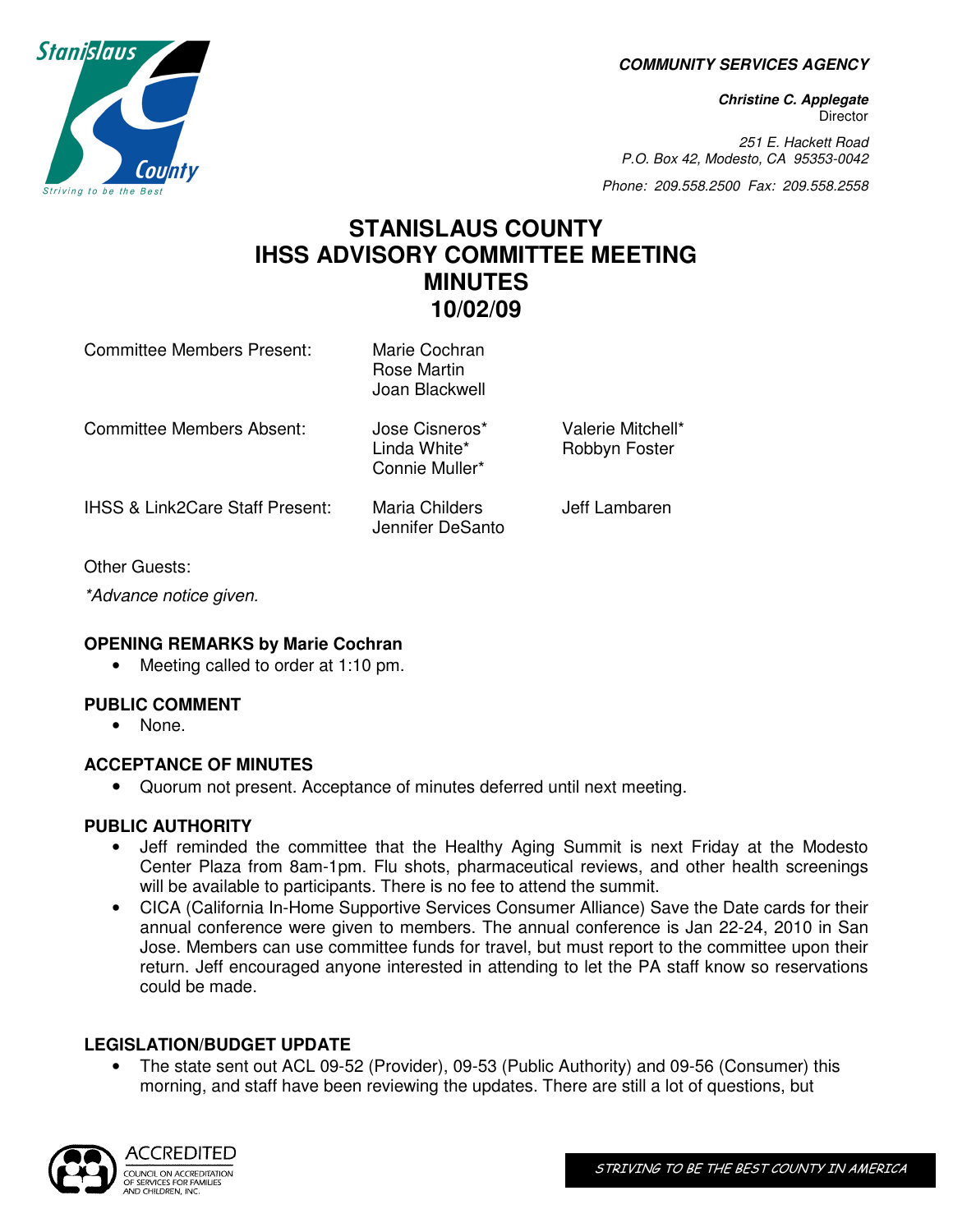**COMMUNITY SERVICES AGENCY**

***Christine C. Applegate***
Director

*251 E. Hackett Road*
*P.O. Box 42, Modesto, CA 95353-0042*

*Phone: 209.558.2500 Fax: 209.558.2558*

# STANISLAUS COUNTY IHSS ADVISORY COMMITTEE MEETING MINUTES 10/02/09

| | | |
|---|---|---|
| Committee Members Present: | Marie Cochran<br>Rose Martin<br>Joan Blackwell | |
| Committee Members Absent: | Jose Cisneros*<br>Linda White*<br>Connie Muller* | Valerie Mitchell*<br>Robbyn Foster |
| IHSS & Link2Care Staff Present: | Maria Childers<br>Jennifer DeSanto | Jeff Lambaren |

Other Guests:

*Advance notice given.*

**OPENING REMARKS by Marie Cochran**

- Meeting called to order at 1:10 pm.

**PUBLIC COMMENT**

- None.

**ACCEPTANCE OF MINUTES**

- Quorum not present. Acceptance of minutes deferred until next meeting.

**PUBLIC AUTHORITY**

- Jeff reminded the committee that the Healthy Aging Summit is next Friday at the Modesto Center Plaza from 8am-1pm. Flu shots, pharmaceutical reviews, and other health screenings will be available to participants. There is no fee to attend the summit.
- CICA (California In-Home Supportive Services Consumer Alliance) Save the Date cards for their annual conference were given to members. The annual conference is Jan 22-24, 2010 in San Jose. Members can use committee funds for travel, but must report to the committee upon their return. Jeff encouraged anyone interested in attending to let the PA staff know so reservations could be made.

**LEGISLATION/BUDGET UPDATE**

- The state sent out ACL 09-52 (Provider), 09-53 (Public Authority) and 09-56 (Consumer) this morning, and staff have been reviewing the updates. There are still a lot of questions, but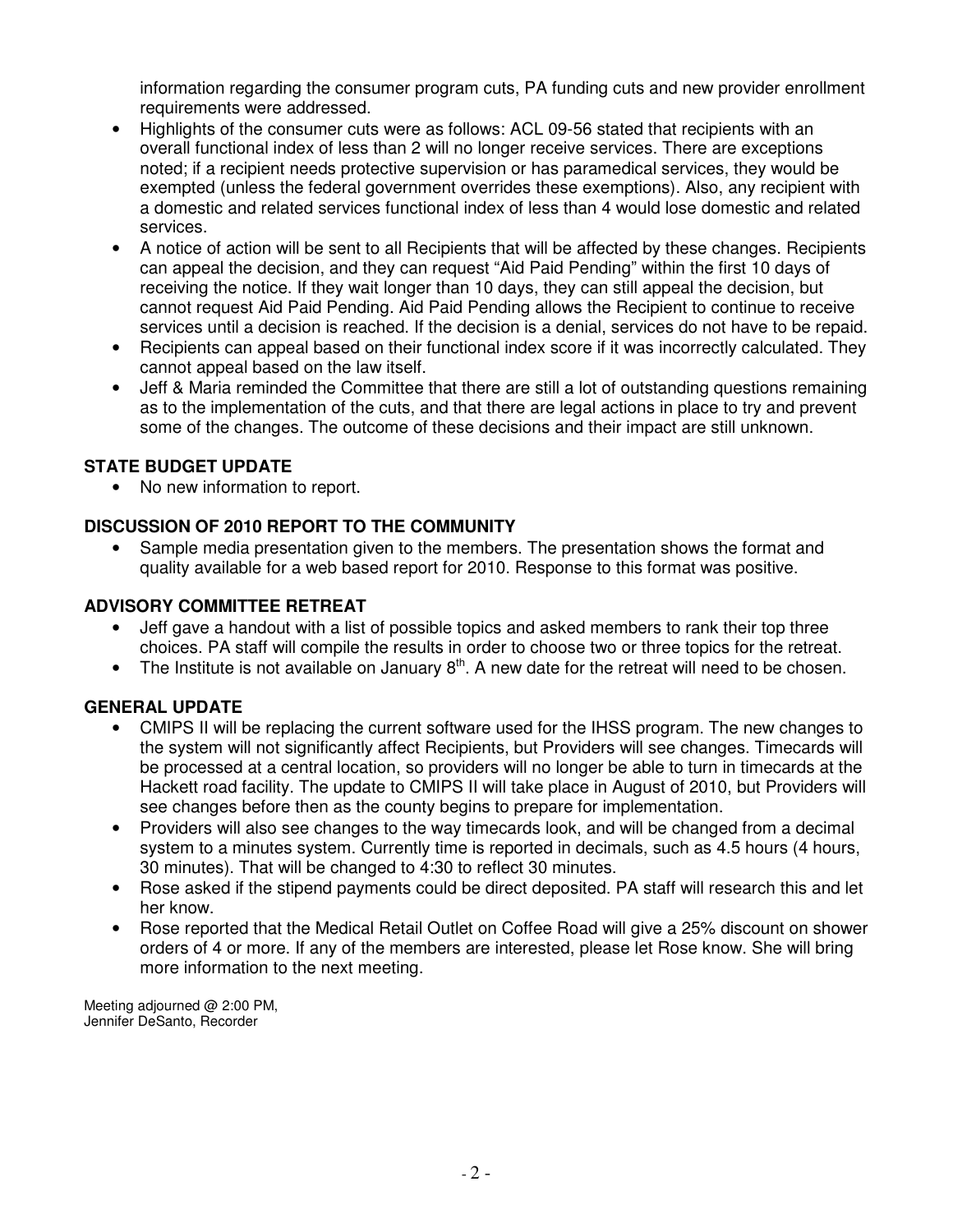information regarding the consumer program cuts, PA funding cuts and new provider enrollment requirements were addressed.

- Highlights of the consumer cuts were as follows: ACL 09-56 stated that recipients with an overall functional index of less than 2 will no longer receive services. There are exceptions noted; if a recipient needs protective supervision or has paramedical services, they would be exempted (unless the federal government overrides these exemptions). Also, any recipient with a domestic and related services functional index of less than 4 would lose domestic and related services.
- A notice of action will be sent to all Recipients that will be affected by these changes. Recipients can appeal the decision, and they can request "Aid Paid Pending" within the first 10 days of receiving the notice. If they wait longer than 10 days, they can still appeal the decision, but cannot request Aid Paid Pending. Aid Paid Pending allows the Recipient to continue to receive services until a decision is reached. If the decision is a denial, services do not have to be repaid.
- Recipients can appeal based on their functional index score if it was incorrectly calculated. They cannot appeal based on the law itself.
- Jeff & Maria reminded the Committee that there are still a lot of outstanding questions remaining as to the implementation of the cuts, and that there are legal actions in place to try and prevent some of the changes. The outcome of these decisions and their impact are still unknown.

**STATE BUDGET UPDATE**

- No new information to report.

**DISCUSSION OF 2010 REPORT TO THE COMMUNITY**

- Sample media presentation given to the members. The presentation shows the format and quality available for a web based report for 2010. Response to this format was positive.

**ADVISORY COMMITTEE RETREAT**

- Jeff gave a handout with a list of possible topics and asked members to rank their top three choices. PA staff will compile the results in order to choose two or three topics for the retreat.
- The Institute is not available on January 8th. A new date for the retreat will need to be chosen.

**GENERAL UPDATE**

- CMIPS II will be replacing the current software used for the IHSS program. The new changes to the system will not significantly affect Recipients, but Providers will see changes. Timecards will be processed at a central location, so providers will no longer be able to turn in timecards at the Hackett road facility. The update to CMIPS II will take place in August of 2010, but Providers will see changes before then as the county begins to prepare for implementation.
- Providers will also see changes to the way timecards look, and will be changed from a decimal system to a minutes system. Currently time is reported in decimals, such as 4.5 hours (4 hours, 30 minutes). That will be changed to 4:30 to reflect 30 minutes.
- Rose asked if the stipend payments could be direct deposited. PA staff will research this and let her know.
- Rose reported that the Medical Retail Outlet on Coffee Road will give a 25% discount on shower orders of 4 or more. If any of the members are interested, please let Rose know. She will bring more information to the next meeting.

Meeting adjourned @ 2:00 PM,
Jennifer DeSanto, Recorder